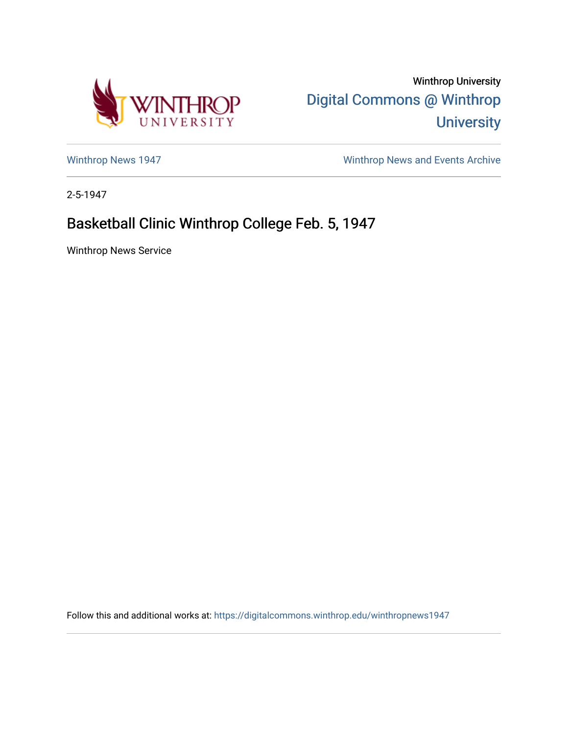Winthrop University

Digital Commons @ Winthrop University

Winthrop News 1947

Winthrop News and Events Archive

2-5-1947

# Basketball Clinic Winthrop College Feb. 5, 1947

Winthrop News Service

Follow this and additional works at: https://digitalcommons.winthrop.edu/winthropnews1947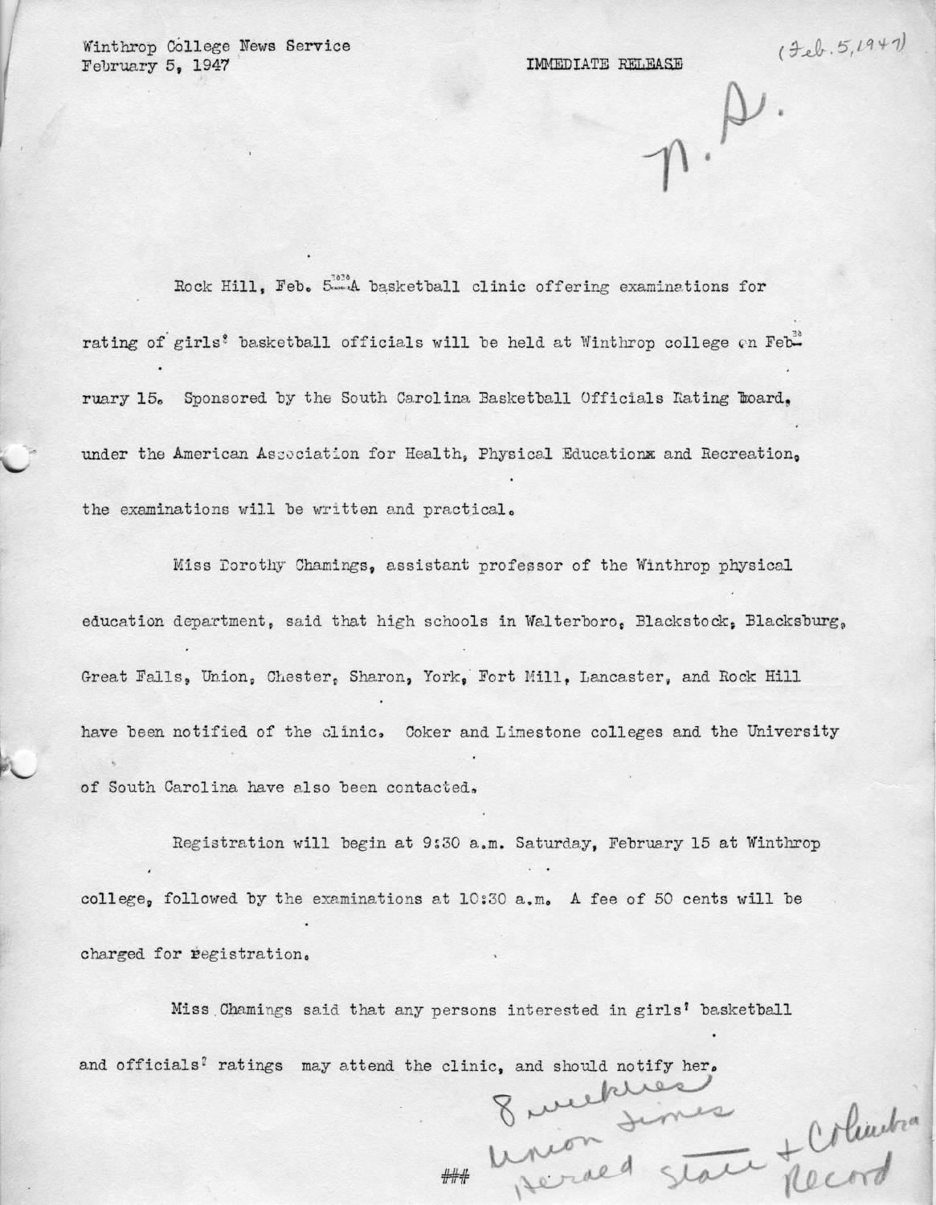Winthrop College News Service
February 5, 1947

IMMEDIATE RELEASE

(Feb. 5, 1947)

N.A.

Rock Hill, Feb. 5—A basketball clinic offering examinations for rating of girls' basketball officials will be held at Winthrop college on February 15. Sponsored by the South Carolina Basketball Officials Rating Board, under the American Association for Health, Physical Education and Recreation, the examinations will be written and practical.

Miss Dorothy Chamings, assistant professor of the Winthrop physical education department, said that high schools in Walterboro, Blackstock, Blacksburg, Great Falls, Union, Chester, Sharon, York, Fort Mill, Lancaster, and Rock Hill have been notified of the clinic. Coker and Limestone colleges and the University of South Carolina have also been contacted.

Registration will begin at 9:30 a.m. Saturday, February 15 at Winthrop college, followed by the examinations at 10:30 a.m. A fee of 50 cents will be charged for registration.

Miss Chamings said that any persons interested in girls' basketball and officials' ratings may attend the clinic, and should notify her.

###

8 weeklies
Union Times
Herald State + Columbia Record